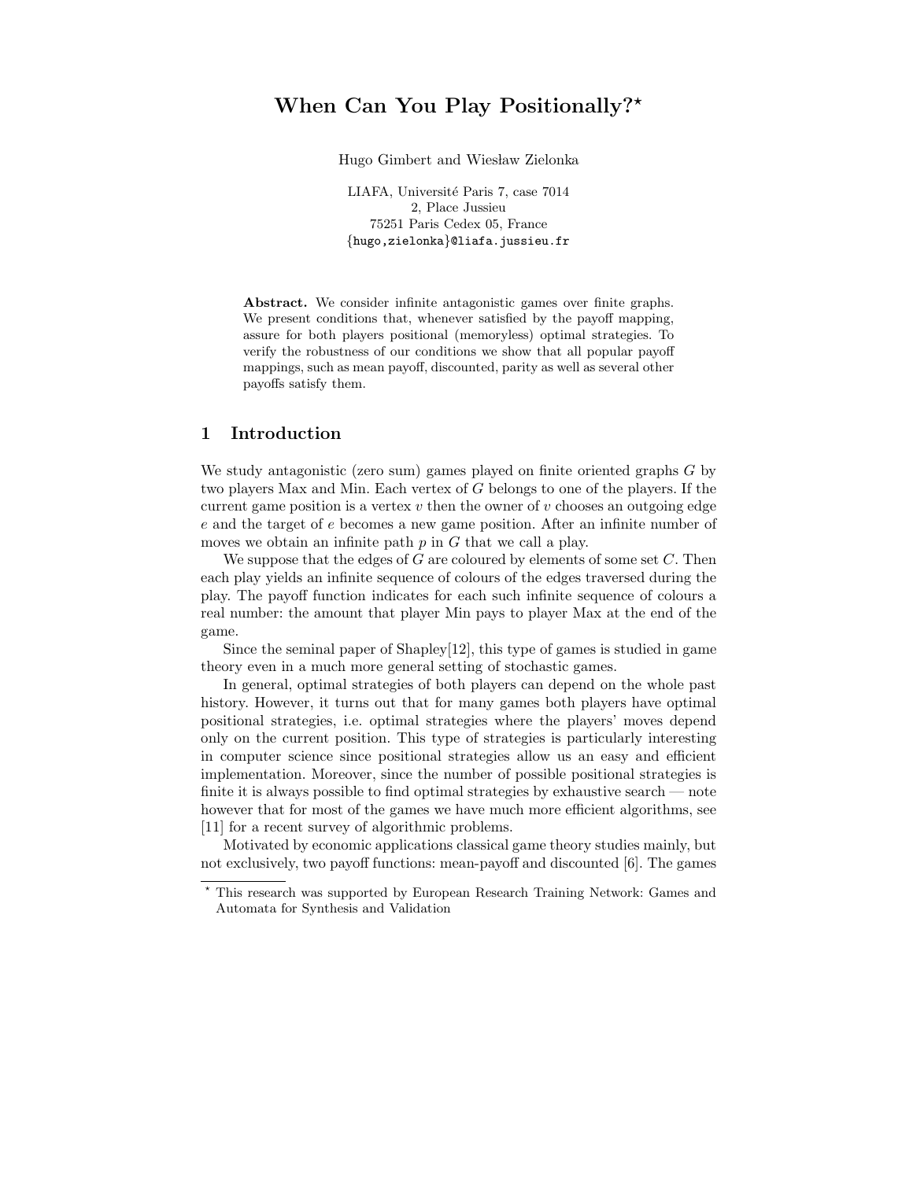# When Can You Play Positionally?*

Hugo Gimbert and Wiesław Zielonka

LIAFA, Université Paris 7, case 7014
2, Place Jussieu
75251 Paris Cedex 05, France
{hugo,zielonka}@liafa.jussieu.fr

**Abstract.** We consider infinite antagonistic games over finite graphs. We present conditions that, whenever satisfied by the payoff mapping, assure for both players positional (memoryless) optimal strategies. To verify the robustness of our conditions we show that all popular payoff mappings, such as mean payoff, discounted, parity as well as several other payoffs satisfy them.

## 1 Introduction

We study antagonistic (zero sum) games played on finite oriented graphs $G$ by two players Max and Min. Each vertex of $G$ belongs to one of the players. If the current game position is a vertex $v$ then the owner of $v$ chooses an outgoing edge $e$ and the target of $e$ becomes a new game position. After an infinite number of moves we obtain an infinite path $p$ in $G$ that we call a play.

We suppose that the edges of $G$ are coloured by elements of some set $C$. Then each play yields an infinite sequence of colours of the edges traversed during the play. The payoff function indicates for each such infinite sequence of colours a real number: the amount that player Min pays to player Max at the end of the game.

Since the seminal paper of Shapley[12], this type of games is studied in game theory even in a much more general setting of stochastic games.

In general, optimal strategies of both players can depend on the whole past history. However, it turns out that for many games both players have optimal positional strategies, i.e. optimal strategies where the players' moves depend only on the current position. This type of strategies is particularly interesting in computer science since positional strategies allow us an easy and efficient implementation. Moreover, since the number of possible positional strategies is finite it is always possible to find optimal strategies by exhaustive search — note however that for most of the games we have much more efficient algorithms, see [11] for a recent survey of algorithmic problems.

Motivated by economic applications classical game theory studies mainly, but not exclusively, two payoff functions: mean-payoff and discounted [6]. The games

---

* This research was supported by European Research Training Network: Games and Automata for Synthesis and Validation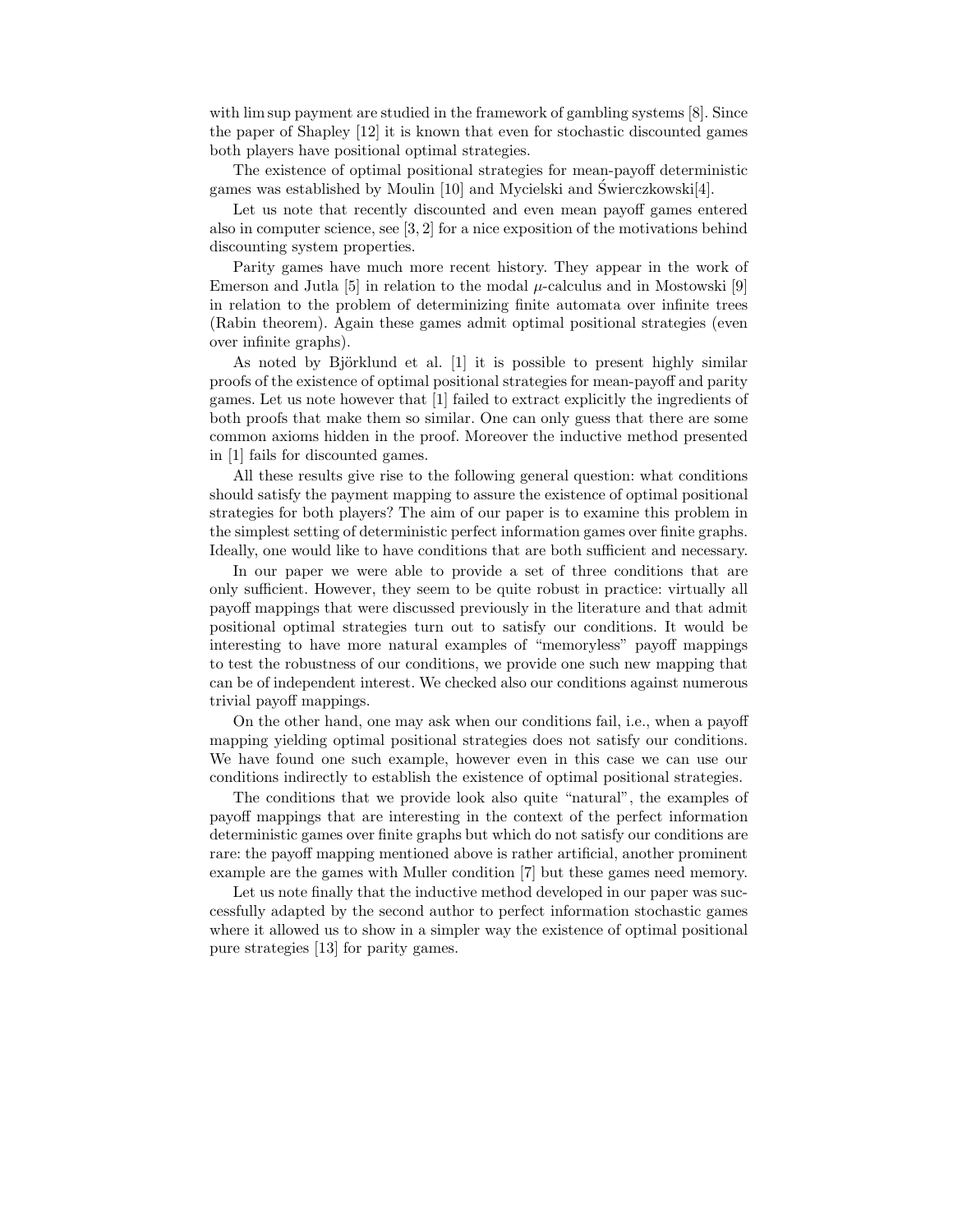with lim sup payment are studied in the framework of gambling systems [8]. Since the paper of Shapley [12] it is known that even for stochastic discounted games both players have positional optimal strategies.

The existence of optimal positional strategies for mean-payoff deterministic games was established by Moulin [10] and Mycielski and Świerczkowski[4].

Let us note that recently discounted and even mean payoff games entered also in computer science, see [3, 2] for a nice exposition of the motivations behind discounting system properties.

Parity games have much more recent history. They appear in the work of Emerson and Jutla [5] in relation to the modal $\mu$-calculus and in Mostowski [9] in relation to the problem of determinizing finite automata over infinite trees (Rabin theorem). Again these games admit optimal positional strategies (even over infinite graphs).

As noted by Björklund et al. [1] it is possible to present highly similar proofs of the existence of optimal positional strategies for mean-payoff and parity games. Let us note however that [1] failed to extract explicitly the ingredients of both proofs that make them so similar. One can only guess that there are some common axioms hidden in the proof. Moreover the inductive method presented in [1] fails for discounted games.

All these results give rise to the following general question: what conditions should satisfy the payment mapping to assure the existence of optimal positional strategies for both players? The aim of our paper is to examine this problem in the simplest setting of deterministic perfect information games over finite graphs. Ideally, one would like to have conditions that are both sufficient and necessary.

In our paper we were able to provide a set of three conditions that are only sufficient. However, they seem to be quite robust in practice: virtually all payoff mappings that were discussed previously in the literature and that admit positional optimal strategies turn out to satisfy our conditions. It would be interesting to have more natural examples of "memoryless" payoff mappings to test the robustness of our conditions, we provide one such new mapping that can be of independent interest. We checked also our conditions against numerous trivial payoff mappings.

On the other hand, one may ask when our conditions fail, i.e., when a payoff mapping yielding optimal positional strategies does not satisfy our conditions. We have found one such example, however even in this case we can use our conditions indirectly to establish the existence of optimal positional strategies.

The conditions that we provide look also quite "natural", the examples of payoff mappings that are interesting in the context of the perfect information deterministic games over finite graphs but which do not satisfy our conditions are rare: the payoff mapping mentioned above is rather artificial, another prominent example are the games with Muller condition [7] but these games need memory.

Let us note finally that the inductive method developed in our paper was successfully adapted by the second author to perfect information stochastic games where it allowed us to show in a simpler way the existence of optimal positional pure strategies [13] for parity games.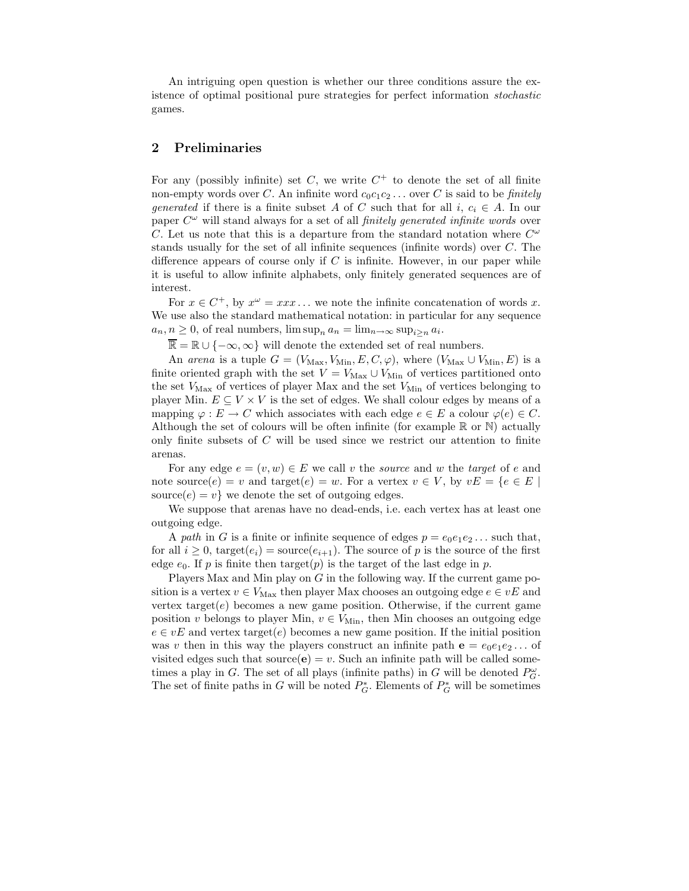An intriguing open question is whether our three conditions assure the existence of optimal positional pure strategies for perfect information *stochastic* games.

## 2 Preliminaries

For any (possibly infinite) set $C$, we write $C^+$ to denote the set of all finite non-empty words over $C$. An infinite word $c_0c_1c_2\ldots$ over $C$ is said to be *finitely generated* if there is a finite subset $A$ of $C$ such that for all $i$, $c_i \in A$. In our paper $C^\omega$ will stand always for a set of all *finitely generated infinite words* over $C$. Let us note that this is a departure from the standard notation where $C^\omega$ stands usually for the set of all infinite sequences (infinite words) over $C$. The difference appears of course only if $C$ is infinite. However, in our paper while it is useful to allow infinite alphabets, only finitely generated sequences are of interest.

For $x \in C^+$, by $x^\omega = xxx\ldots$ we note the infinite concatenation of words $x$. We use also the standard mathematical notation: in particular for any sequence $a_n, n \geq 0$, of real numbers, $\limsup_n a_n = \lim_{n\to\infty} \sup_{i\geq n} a_i$.

$\overline{\mathbb{R}} = \mathbb{R} \cup \{-\infty, \infty\}$ will denote the extended set of real numbers.

An *arena* is a tuple $G = (V_{\text{Max}}, V_{\text{Min}}, E, C, \varphi)$, where $(V_{\text{Max}} \cup V_{\text{Min}}, E)$ is a finite oriented graph with the set $V = V_{\text{Max}} \cup V_{\text{Min}}$ of vertices partitioned onto the set $V_{\text{Max}}$ of vertices of player Max and the set $V_{\text{Min}}$ of vertices belonging to player Min. $E \subseteq V \times V$ is the set of edges. We shall colour edges by means of a mapping $\varphi : E \to C$ which associates with each edge $e \in E$ a colour $\varphi(e) \in C$. Although the set of colours will be often infinite (for example $\mathbb{R}$ or $\mathbb{N}$) actually only finite subsets of $C$ will be used since we restrict our attention to finite arenas.

For any edge $e = (v, w) \in E$ we call $v$ the *source* and $w$ the *target* of $e$ and note $\text{source}(e) = v$ and $\text{target}(e) = w$. For a vertex $v \in V$, by $vE = \{e \in E \mid \text{source}(e) = v\}$ we denote the set of outgoing edges.

We suppose that arenas have no dead-ends, i.e. each vertex has at least one outgoing edge.

A *path* in $G$ is a finite or infinite sequence of edges $p = e_0e_1e_2\ldots$ such that, for all $i \geq 0$, $\text{target}(e_i) = \text{source}(e_{i+1})$. The source of $p$ is the source of the first edge $e_0$. If $p$ is finite then $\text{target}(p)$ is the target of the last edge in $p$.

Players Max and Min play on $G$ in the following way. If the current game position is a vertex $v \in V_{\text{Max}}$ then player Max chooses an outgoing edge $e \in vE$ and vertex $\text{target}(e)$ becomes a new game position. Otherwise, if the current game position $v$ belongs to player Min, $v \in V_{\text{Min}}$, then Min chooses an outgoing edge $e \in vE$ and vertex $\text{target}(e)$ becomes a new game position. If the initial position was $v$ then in this way the players construct an infinite path $\mathbf{e} = e_0e_1e_2\ldots$ of visited edges such that $\text{source}(\mathbf{e}) = v$. Such an infinite path will be called sometimes a play in $G$. The set of all plays (infinite paths) in $G$ will be denoted $P_G^\omega$. The set of finite paths in $G$ will be noted $P_G^*$. Elements of $P_G^*$ will be sometimes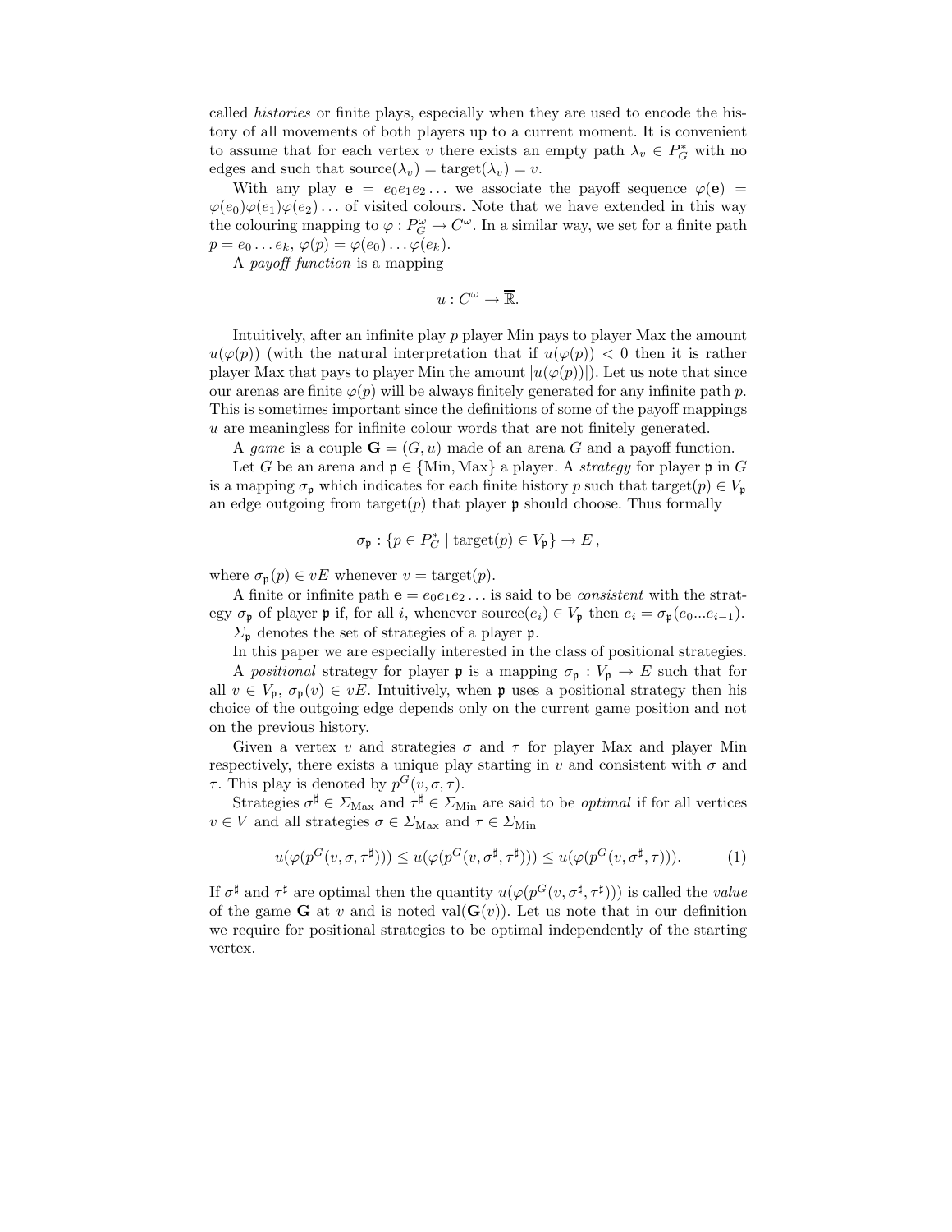called *histories* or finite plays, especially when they are used to encode the history of all movements of both players up to a current moment. It is convenient to assume that for each vertex $v$ there exists an empty path $\lambda_v \in P_G^*$ with no edges and such that $\text{source}(\lambda_v) = \text{target}(\lambda_v) = v$.

With any play $\mathbf{e} = e_0 e_1 e_2 \ldots$ we associate the payoff sequence $\varphi(\mathbf{e}) = \varphi(e_0)\varphi(e_1)\varphi(e_2)\ldots$ of visited colours. Note that we have extended in this way the colouring mapping to $\varphi : P_G^\omega \to C^\omega$. In a similar way, we set for a finite path $p = e_0 \ldots e_k$, $\varphi(p) = \varphi(e_0)\ldots\varphi(e_k)$.

A *payoff function* is a mapping

$$u : C^\omega \to \overline{\mathbb{R}}.$$

Intuitively, after an infinite play $p$ player Min pays to player Max the amount $u(\varphi(p))$ (with the natural interpretation that if $u(\varphi(p)) < 0$ then it is rather player Max that pays to player Min the amount $|u(\varphi(p))|$). Let us note that since our arenas are finite $\varphi(p)$ will be always finitely generated for any infinite path $p$. This is sometimes important since the definitions of some of the payoff mappings $u$ are meaningless for infinite colour words that are not finitely generated.

A *game* is a couple $\mathbf{G} = (G, u)$ made of an arena $G$ and a payoff function.

Let $G$ be an arena and $\mathfrak{p} \in \{\text{Min}, \text{Max}\}$ a player. A *strategy* for player $\mathfrak{p}$ in $G$ is a mapping $\sigma_\mathfrak{p}$ which indicates for each finite history $p$ such that $\text{target}(p) \in V_\mathfrak{p}$ an edge outgoing from $\text{target}(p)$ that player $\mathfrak{p}$ should choose. Thus formally

$$\sigma_\mathfrak{p} : \{p \in P_G^* \mid \text{target}(p) \in V_\mathfrak{p}\} \to E\,,$$

where $\sigma_\mathfrak{p}(p) \in vE$ whenever $v = \text{target}(p)$.

A finite or infinite path $\mathbf{e} = e_0 e_1 e_2 \ldots$ is said to be *consistent* with the strategy $\sigma_\mathfrak{p}$ of player $\mathfrak{p}$ if, for all $i$, whenever $\text{source}(e_i) \in V_\mathfrak{p}$ then $e_i = \sigma_\mathfrak{p}(e_0 \ldots e_{i-1})$.

$\Sigma_\mathfrak{p}$ denotes the set of strategies of a player $\mathfrak{p}$.

In this paper we are especially interested in the class of positional strategies.

A *positional* strategy for player $\mathfrak{p}$ is a mapping $\sigma_\mathfrak{p} : V_\mathfrak{p} \to E$ such that for all $v \in V_\mathfrak{p}$, $\sigma_\mathfrak{p}(v) \in vE$. Intuitively, when $\mathfrak{p}$ uses a positional strategy then his choice of the outgoing edge depends only on the current game position and not on the previous history.

Given a vertex $v$ and strategies $\sigma$ and $\tau$ for player Max and player Min respectively, there exists a unique play starting in $v$ and consistent with $\sigma$ and $\tau$. This play is denoted by $p^G(v, \sigma, \tau)$.

Strategies $\sigma^\sharp \in \Sigma_{\text{Max}}$ and $\tau^\sharp \in \Sigma_{\text{Min}}$ are said to be *optimal* if for all vertices $v \in V$ and all strategies $\sigma \in \Sigma_{\text{Max}}$ and $\tau \in \Sigma_{\text{Min}}$

$$u(\varphi(p^G(v, \sigma, \tau^\sharp))) \leq u(\varphi(p^G(v, \sigma^\sharp, \tau^\sharp))) \leq u(\varphi(p^G(v, \sigma^\sharp, \tau))). \tag{1}$$

If $\sigma^\sharp$ and $\tau^\sharp$ are optimal then the quantity $u(\varphi(p^G(v, \sigma^\sharp, \tau^\sharp)))$ is called the *value* of the game $\mathbf{G}$ at $v$ and is noted $\text{val}(\mathbf{G}(v))$. Let us note that in our definition we require for positional strategies to be optimal independently of the starting vertex.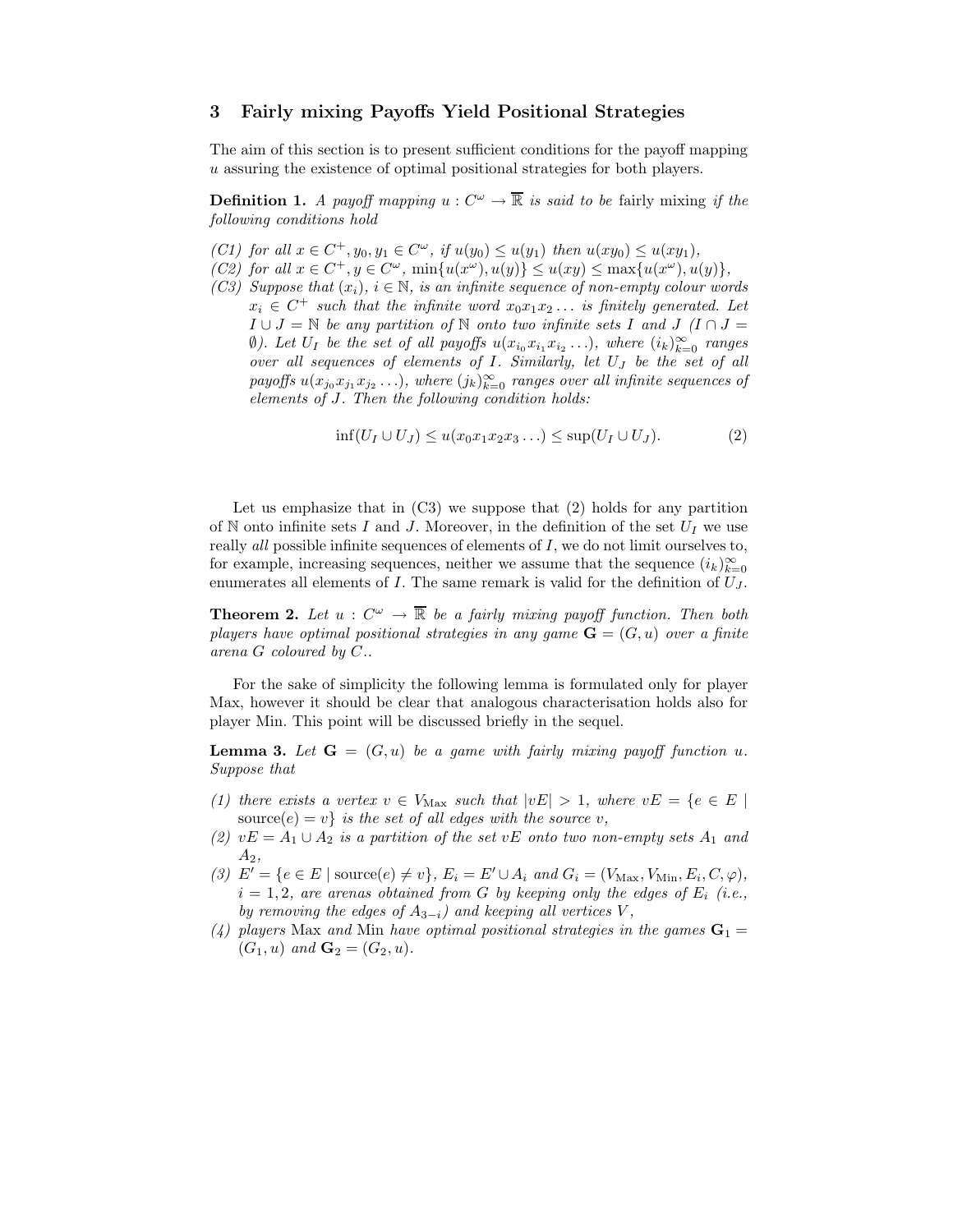## 3 Fairly mixing Payoffs Yield Positional Strategies

The aim of this section is to present sufficient conditions for the payoff mapping $u$ assuring the existence of optimal positional strategies for both players.

**Definition 1.** *A payoff mapping $u : C^\omega \to \overline{\mathbb{R}}$ is said to be* fairly mixing *if the following conditions hold*

*(C1) for all $x \in C^+, y_0, y_1 \in C^\omega$, if $u(y_0) \leq u(y_1)$ then $u(xy_0) \leq u(xy_1)$,*

*(C2) for all $x \in C^+, y \in C^\omega$, $\min\{u(x^\omega), u(y)\} \leq u(xy) \leq \max\{u(x^\omega), u(y)\}$,*

*(C3) Suppose that $(x_i)$, $i \in \mathbb{N}$, is an infinite sequence of non-empty colour words $x_i \in C^+$ such that the infinite word $x_0x_1x_2\ldots$ is finitely generated. Let $I \cup J = \mathbb{N}$ be any partition of $\mathbb{N}$ onto two infinite sets $I$ and $J$ ($I \cap J = \emptyset$). Let $U_I$ be the set of all payoffs $u(x_{i_0}x_{i_1}x_{i_2}\ldots)$, where $(i_k)_{k=0}^\infty$ ranges over all sequences of elements of $I$. Similarly, let $U_J$ be the set of all payoffs $u(x_{j_0}x_{j_1}x_{j_2}\ldots)$, where $(j_k)_{k=0}^\infty$ ranges over all infinite sequences of elements of $J$. Then the following condition holds:*

$$\inf(U_I \cup U_J) \leq u(x_0x_1x_2x_3\ldots) \leq \sup(U_I \cup U_J). \tag{2}$$

Let us emphasize that in (C3) we suppose that (2) holds for any partition of $\mathbb{N}$ onto infinite sets $I$ and $J$. Moreover, in the definition of the set $U_I$ we use really *all* possible infinite sequences of elements of $I$, we do not limit ourselves to, for example, increasing sequences, neither we assume that the sequence $(i_k)_{k=0}^\infty$ enumerates all elements of $I$. The same remark is valid for the definition of $U_J$.

**Theorem 2.** *Let $u : C^\omega \to \overline{\mathbb{R}}$ be a fairly mixing payoff function. Then both players have optimal positional strategies in any game $\mathbf{G} = (G, u)$ over a finite arena $G$ coloured by $C$..*

For the sake of simplicity the following lemma is formulated only for player Max, however it should be clear that analogous characterisation holds also for player Min. This point will be discussed briefly in the sequel.

**Lemma 3.** *Let $\mathbf{G} = (G, u)$ be a game with fairly mixing payoff function $u$. Suppose that*

*(1) there exists a vertex $v \in V_{\text{Max}}$ such that $|vE| > 1$, where $vE = \{e \in E \mid \text{source}(e) = v\}$ is the set of all edges with the source $v$,*

*(2) $vE = A_1 \cup A_2$ is a partition of the set $vE$ onto two non-empty sets $A_1$ and $A_2$,*

*(3) $E' = \{e \in E \mid \text{source}(e) \neq v\}$, $E_i = E' \cup A_i$ and $G_i = (V_{\text{Max}}, V_{\text{Min}}, E_i, C, \varphi)$, $i = 1, 2$, are arenas obtained from $G$ by keeping only the edges of $E_i$ (i.e., by removing the edges of $A_{3-i}$) and keeping all vertices $V$,*

*(4) players* Max *and* Min *have optimal positional strategies in the games $\mathbf{G}_1 = (G_1, u)$ and $\mathbf{G}_2 = (G_2, u)$.*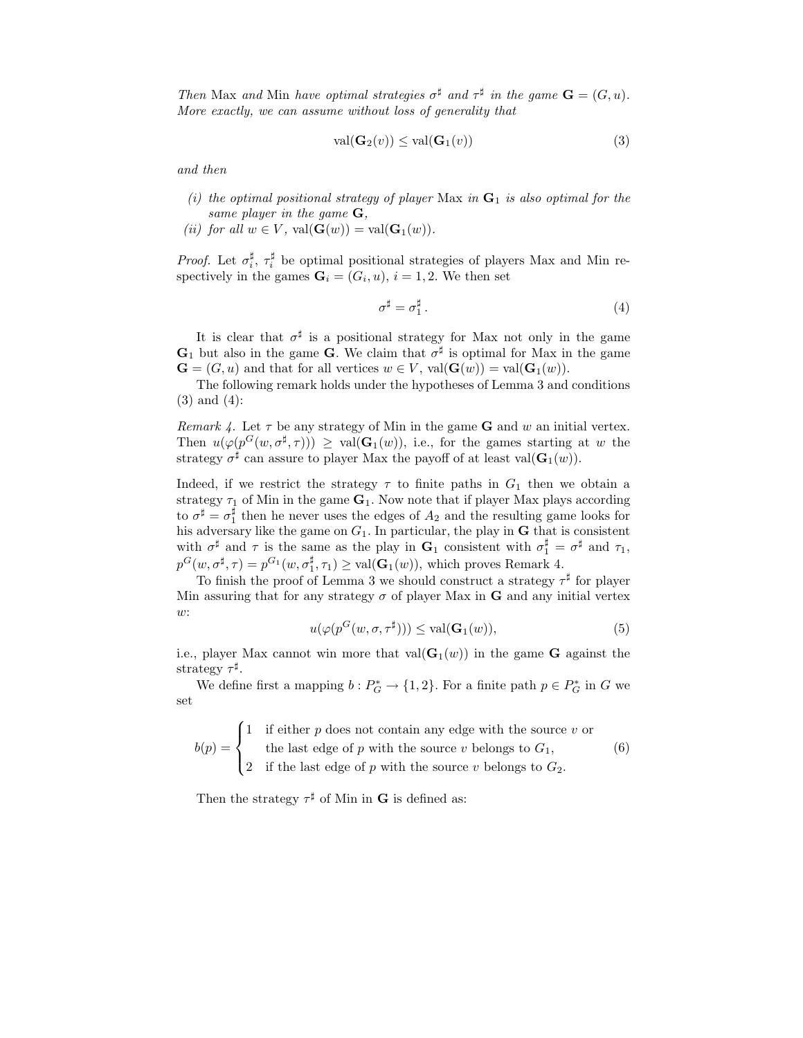*Then* Max *and* Min *have optimal strategies* $\sigma^\sharp$ *and* $\tau^\sharp$ *in the game* $\mathbf{G} = (G, u)$*. More exactly, we can assume without loss of generality that*

$$\mathrm{val}(\mathbf{G}_2(v)) \leq \mathrm{val}(\mathbf{G}_1(v)) \tag{3}$$

*and then*

- *(i) the optimal positional strategy of player* Max *in* $\mathbf{G}_1$ *is also optimal for the same player in the game* $\mathbf{G}$*,*
- *(ii) for all* $w \in V$*,* $\mathrm{val}(\mathbf{G}(w)) = \mathrm{val}(\mathbf{G}_1(w))$*.*

*Proof.* Let $\sigma_i^\sharp$, $\tau_i^\sharp$ be optimal positional strategies of players Max and Min respectively in the games $\mathbf{G}_i = (G_i, u)$, $i = 1, 2$. We then set

$$\sigma^\sharp = \sigma_1^\sharp \,. \tag{4}$$

It is clear that $\sigma^\sharp$ is a positional strategy for Max not only in the game $\mathbf{G}_1$ but also in the game $\mathbf{G}$. We claim that $\sigma^\sharp$ is optimal for Max in the game $\mathbf{G} = (G, u)$ and that for all vertices $w \in V$, $\mathrm{val}(\mathbf{G}(w)) = \mathrm{val}(\mathbf{G}_1(w))$.

The following remark holds under the hypotheses of Lemma 3 and conditions (3) and (4):

*Remark 4.* Let $\tau$ be any strategy of Min in the game $\mathbf{G}$ and $w$ an initial vertex. Then $u(\varphi(p^G(w, \sigma^\sharp, \tau))) \geq \mathrm{val}(\mathbf{G}_1(w))$, i.e., for the games starting at $w$ the strategy $\sigma^\sharp$ can assure to player Max the payoff of at least $\mathrm{val}(\mathbf{G}_1(w))$.

Indeed, if we restrict the strategy $\tau$ to finite paths in $G_1$ then we obtain a strategy $\tau_1$ of Min in the game $\mathbf{G}_1$. Now note that if player Max plays according to $\sigma^\sharp = \sigma_1^\sharp$ then he never uses the edges of $A_2$ and the resulting game looks for his adversary like the game on $G_1$. In particular, the play in $\mathbf{G}$ that is consistent with $\sigma^\sharp$ and $\tau$ is the same as the play in $\mathbf{G}_1$ consistent with $\sigma_1^\sharp = \sigma^\sharp$ and $\tau_1$, $p^G(w, \sigma^\sharp, \tau) = p^{G_1}(w, \sigma_1^\sharp, \tau_1) \geq \mathrm{val}(\mathbf{G}_1(w))$, which proves Remark 4.

To finish the proof of Lemma 3 we should construct a strategy $\tau^\sharp$ for player Min assuring that for any strategy $\sigma$ of player Max in $\mathbf{G}$ and any initial vertex $w$:

$$u(\varphi(p^G(w, \sigma, \tau^\sharp))) \leq \mathrm{val}(\mathbf{G}_1(w)), \tag{5}$$

i.e., player Max cannot win more that $\mathrm{val}(\mathbf{G}_1(w))$ in the game $\mathbf{G}$ against the strategy $\tau^\sharp$.

We define first a mapping $b : P_G^* \to \{1, 2\}$. For a finite path $p \in P_G^*$ in $G$ we set

$$b(p) = \begin{cases} 1 & \text{if either } p \text{ does not contain any edge with the source } v \text{ or} \\ & \text{the last edge of } p \text{ with the source } v \text{ belongs to } G_1, \\ 2 & \text{if the last edge of } p \text{ with the source } v \text{ belongs to } G_2. \end{cases} \tag{6}$$

Then the strategy $\tau^\sharp$ of Min in $\mathbf{G}$ is defined as: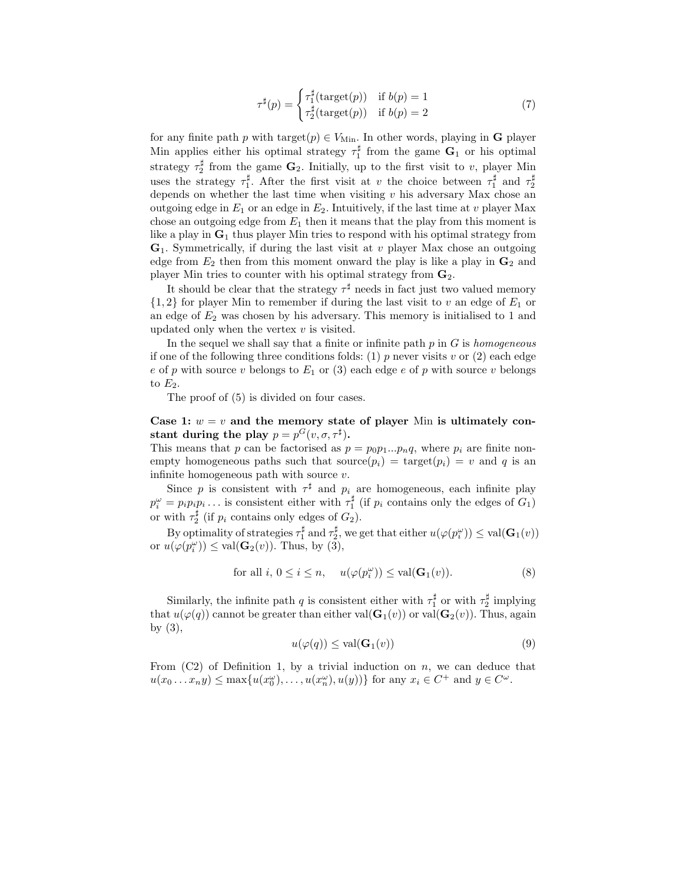$$
\tau^\sharp(p) = \begin{cases} \tau_1^\sharp(\text{target}(p)) & \text{if } b(p) = 1 \\ \tau_2^\sharp(\text{target}(p)) & \text{if } b(p) = 2 \end{cases} \tag{7}
$$

for any finite path $p$ with $\text{target}(p) \in V_{\text{Min}}$. In other words, playing in $\mathbf{G}$ player Min applies either his optimal strategy $\tau_1^\sharp$ from the game $\mathbf{G}_1$ or his optimal strategy $\tau_2^\sharp$ from the game $\mathbf{G}_2$. Initially, up to the first visit to $v$, player Min uses the strategy $\tau_1^\sharp$. After the first visit at $v$ the choice between $\tau_1^\sharp$ and $\tau_2^\sharp$ depends on whether the last time when visiting $v$ his adversary Max chose an outgoing edge in $E_1$ or an edge in $E_2$. Intuitively, if the last time at $v$ player Max chose an outgoing edge from $E_1$ then it means that the play from this moment is like a play in $\mathbf{G}_1$ thus player Min tries to respond with his optimal strategy from $\mathbf{G}_1$. Symmetrically, if during the last visit at $v$ player Max chose an outgoing edge from $E_2$ then from this moment onward the play is like a play in $\mathbf{G}_2$ and player Min tries to counter with his optimal strategy from $\mathbf{G}_2$.

It should be clear that the strategy $\tau^\sharp$ needs in fact just two valued memory $\{1, 2\}$ for player Min to remember if during the last visit to $v$ an edge of $E_1$ or an edge of $E_2$ was chosen by his adversary. This memory is initialised to 1 and updated only when the vertex $v$ is visited.

In the sequel we shall say that a finite or infinite path $p$ in $G$ is *homogeneous* if one of the following three conditions folds: (1) $p$ never visits $v$ or (2) each edge $e$ of $p$ with source $v$ belongs to $E_1$ or (3) each edge $e$ of $p$ with source $v$ belongs to $E_2$.

The proof of (5) is divided on four cases.

**Case 1: $w = v$ and the memory state of player Min is ultimately constant during the play $p = p^G(v, \sigma, \tau^\sharp)$.**
This means that $p$ can be factorised as $p = p_0 p_1 ... p_n q$, where $p_i$ are finite non-empty homogeneous paths such that $\text{source}(p_i) = \text{target}(p_i) = v$ and $q$ is an infinite homogeneous path with source $v$.

Since $p$ is consistent with $\tau^\sharp$ and $p_i$ are homogeneous, each infinite play $p_i^\omega = p_i p_i p_i \ldots$ is consistent either with $\tau_1^\sharp$ (if $p_i$ contains only the edges of $G_1$) or with $\tau_2^\sharp$ (if $p_i$ contains only edges of $G_2$).

By optimality of strategies $\tau_1^\sharp$ and $\tau_2^\sharp$, we get that either $u(\varphi(p_i^\omega)) \leq \text{val}(\mathbf{G}_1(v))$ or $u(\varphi(p_i^\omega)) \leq \text{val}(\mathbf{G}_2(v))$. Thus, by (3),

$$
\text{for all } i,\ 0 \leq i \leq n, \quad u(\varphi(p_i^\omega)) \leq \text{val}(\mathbf{G}_1(v)). \tag{8}
$$

Similarly, the infinite path $q$ is consistent either with $\tau_1^\sharp$ or with $\tau_2^\sharp$ implying that $u(\varphi(q))$ cannot be greater than either $\text{val}(\mathbf{G}_1(v))$ or $\text{val}(\mathbf{G}_2(v))$. Thus, again by (3),

$$
u(\varphi(q)) \leq \text{val}(\mathbf{G}_1(v)) \tag{9}
$$

From (C2) of Definition 1, by a trivial induction on $n$, we can deduce that $u(x_0 \ldots x_n y) \leq \max\{u(x_0^\omega), \ldots, u(x_n^\omega), u(y)\}$ for any $x_i \in C^+$ and $y \in C^\omega$.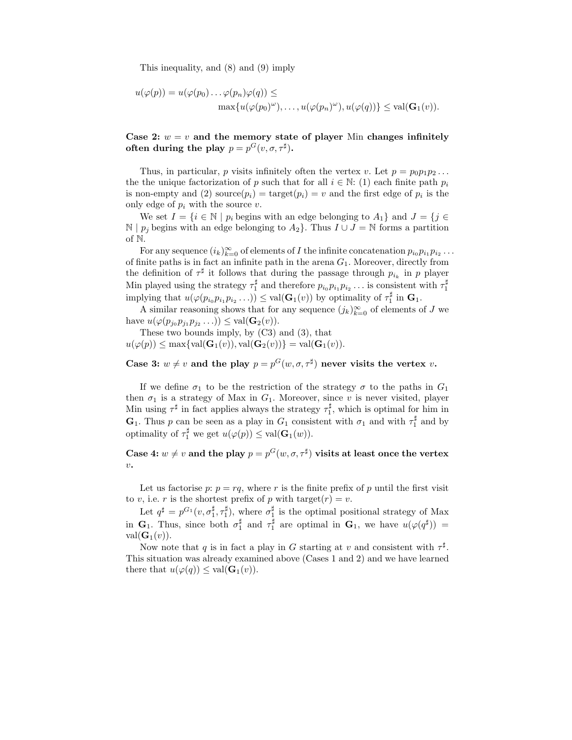This inequality, and (8) and (9) imply

$$u(\varphi(p)) = u(\varphi(p_0)\dots\varphi(p_n)\varphi(q)) \leq \max\{u(\varphi(p_0)^\omega), \dots, u(\varphi(p_n)^\omega), u(\varphi(q))\} \leq \mathrm{val}(\mathbf{G}_1(v)).$$

**Case 2: $w = v$ and the memory state of player Min changes infinitely often during the play $p = p^G(v, \sigma, \tau^\sharp)$.**

Thus, in particular, $p$ visits infinitely often the vertex $v$. Let $p = p_0p_1p_2\dots$ the the unique factorization of $p$ such that for all $i \in \mathbb{N}$: (1) each finite path $p_i$ is non-empty and (2) $\mathrm{source}(p_i) = \mathrm{target}(p_i) = v$ and the first edge of $p_i$ is the only edge of $p_i$ with the source $v$.

We set $I = \{i \in \mathbb{N} \mid p_i \text{ begins with an edge belonging to } A_1\}$ and $J = \{j \in \mathbb{N} \mid p_j \text{ begins with an edge belonging to } A_2\}$. Thus $I \cup J = \mathbb{N}$ forms a partition of $\mathbb{N}$.

For any sequence $(i_k)_{k=0}^{\infty}$ of elements of $I$ the infinite concatenation $p_{i_0}p_{i_1}p_{i_2}\dots$ of finite paths is in fact an infinite path in the arena $G_1$. Moreover, directly from the definition of $\tau^\sharp$ it follows that during the passage through $p_{i_k}$ in $p$ player Min played using the strategy $\tau_1^\sharp$ and therefore $p_{i_0}p_{i_1}p_{i_2}\dots$ is consistent with $\tau_1^\sharp$ implying that $u(\varphi(p_{i_0}p_{i_1}p_{i_2}\dots)) \leq \mathrm{val}(\mathbf{G}_1(v))$ by optimality of $\tau_1^\sharp$ in $\mathbf{G}_1$.

A similar reasoning shows that for any sequence $(j_k)_{k=0}^{\infty}$ of elements of $J$ we have $u(\varphi(p_{j_0}p_{j_1}p_{j_2}\dots)) \leq \mathrm{val}(\mathbf{G}_2(v))$.

These two bounds imply, by (C3) and (3), that
$u(\varphi(p)) \leq \max\{\mathrm{val}(\mathbf{G}_1(v)), \mathrm{val}(\mathbf{G}_2(v))\} = \mathrm{val}(\mathbf{G}_1(v))$.

**Case 3: $w \neq v$ and the play $p = p^G(w, \sigma, \tau^\sharp)$ never visits the vertex $v$.**

If we define $\sigma_1$ to be the restriction of the strategy $\sigma$ to the paths in $G_1$ then $\sigma_1$ is a strategy of Max in $G_1$. Moreover, since $v$ is never visited, player Min using $\tau^\sharp$ in fact applies always the strategy $\tau_1^\sharp$, which is optimal for him in $\mathbf{G}_1$. Thus $p$ can be seen as a play in $G_1$ consistent with $\sigma_1$ and with $\tau_1^\sharp$ and by optimality of $\tau_1^\sharp$ we get $u(\varphi(p)) \leq \mathrm{val}(\mathbf{G}_1(w))$.

**Case 4: $w \neq v$ and the play $p = p^G(w, \sigma, \tau^\sharp)$ visits at least once the vertex $v$.**

Let us factorise $p$: $p = rq$, where $r$ is the finite prefix of $p$ until the first visit to $v$, i.e. $r$ is the shortest prefix of $p$ with $\mathrm{target}(r) = v$.

Let $q^\sharp = p^{G_1}(v, \sigma_1^\sharp, \tau_1^\sharp)$, where $\sigma_1^\sharp$ is the optimal positional strategy of Max in $\mathbf{G}_1$. Thus, since both $\sigma_1^\sharp$ and $\tau_1^\sharp$ are optimal in $\mathbf{G}_1$, we have $u(\varphi(q^\sharp)) = \mathrm{val}(\mathbf{G}_1(v))$.

Now note that $q$ is in fact a play in $G$ starting at $v$ and consistent with $\tau^\sharp$. This situation was already examined above (Cases 1 and 2) and we have learned there that $u(\varphi(q)) \leq \mathrm{val}(\mathbf{G}_1(v))$.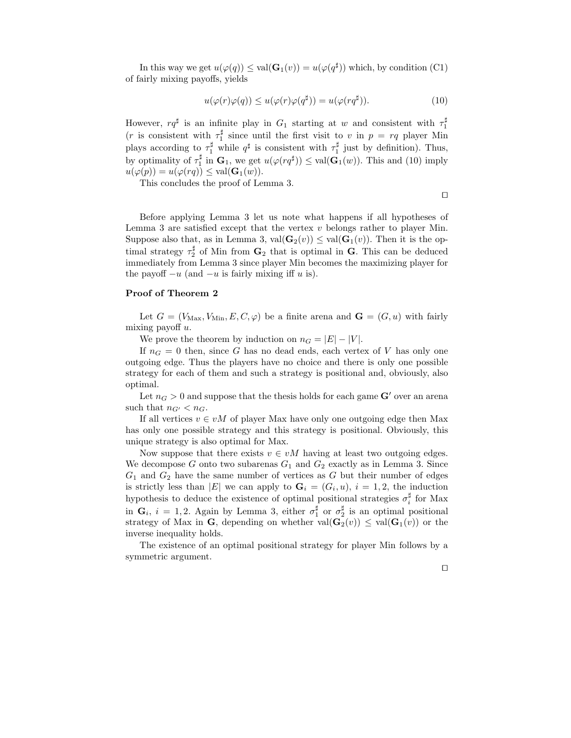In this way we get $u(\varphi(q)) \leq \mathrm{val}(\mathbf{G}_1(v)) = u(\varphi(q^\sharp))$ which, by condition (C1) of fairly mixing payoffs, yields

$$u(\varphi(r)\varphi(q)) \leq u(\varphi(r)\varphi(q^\sharp)) = u(\varphi(rq^\sharp)). \tag{10}$$

However, $rq^\sharp$ is an infinite play in $G_1$ starting at $w$ and consistent with $\tau_1^\sharp$ ($r$ is consistent with $\tau_1^\sharp$ since until the first visit to $v$ in $p = rq$ player Min plays according to $\tau_1^\sharp$ while $q^\sharp$ is consistent with $\tau_1^\sharp$ just by definition). Thus, by optimality of $\tau_1^\sharp$ in $\mathbf{G}_1$, we get $u(\varphi(rq^\sharp)) \leq \mathrm{val}(\mathbf{G}_1(w))$. This and (10) imply $u(\varphi(p)) = u(\varphi(rq)) \leq \mathrm{val}(\mathbf{G}_1(w))$.

This concludes the proof of Lemma 3.

□

Before applying Lemma 3 let us note what happens if all hypotheses of Lemma 3 are satisfied except that the vertex $v$ belongs rather to player Min. Suppose also that, as in Lemma 3, $\mathrm{val}(\mathbf{G}_2(v)) \leq \mathrm{val}(\mathbf{G}_1(v))$. Then it is the optimal strategy $\tau_2^\sharp$ of Min from $\mathbf{G}_2$ that is optimal in $\mathbf{G}$. This can be deduced immediately from Lemma 3 since player Min becomes the maximizing player for the payoff $-u$ (and $-u$ is fairly mixing iff $u$ is).

### Proof of Theorem 2

Let $G = (V_{\mathrm{Max}}, V_{\mathrm{Min}}, E, C, \varphi)$ be a finite arena and $\mathbf{G} = (G, u)$ with fairly mixing payoff $u$.

We prove the theorem by induction on $n_G = |E| - |V|$.

If $n_G = 0$ then, since $G$ has no dead ends, each vertex of $V$ has only one outgoing edge. Thus the players have no choice and there is only one possible strategy for each of them and such a strategy is positional and, obviously, also optimal.

Let $n_G > 0$ and suppose that the thesis holds for each game $\mathbf{G}'$ over an arena such that $n_{G'} < n_G$.

If all vertices $v \in vM$ of player Max have only one outgoing edge then Max has only one possible strategy and this strategy is positional. Obviously, this unique strategy is also optimal for Max.

Now suppose that there exists $v \in vM$ having at least two outgoing edges. We decompose $G$ onto two subarenas $G_1$ and $G_2$ exactly as in Lemma 3. Since $G_1$ and $G_2$ have the same number of vertices as $G$ but their number of edges is strictly less than $|E|$ we can apply to $\mathbf{G}_i = (G_i, u)$, $i = 1, 2$, the induction hypothesis to deduce the existence of optimal positional strategies $\sigma_i^\sharp$ for Max in $\mathbf{G}_i$, $i = 1, 2$. Again by Lemma 3, either $\sigma_1^\sharp$ or $\sigma_2^\sharp$ is an optimal positional strategy of Max in $\mathbf{G}$, depending on whether $\mathrm{val}(\mathbf{G}_2(v)) \leq \mathrm{val}(\mathbf{G}_1(v))$ or the inverse inequality holds.

The existence of an optimal positional strategy for player Min follows by a symmetric argument.

□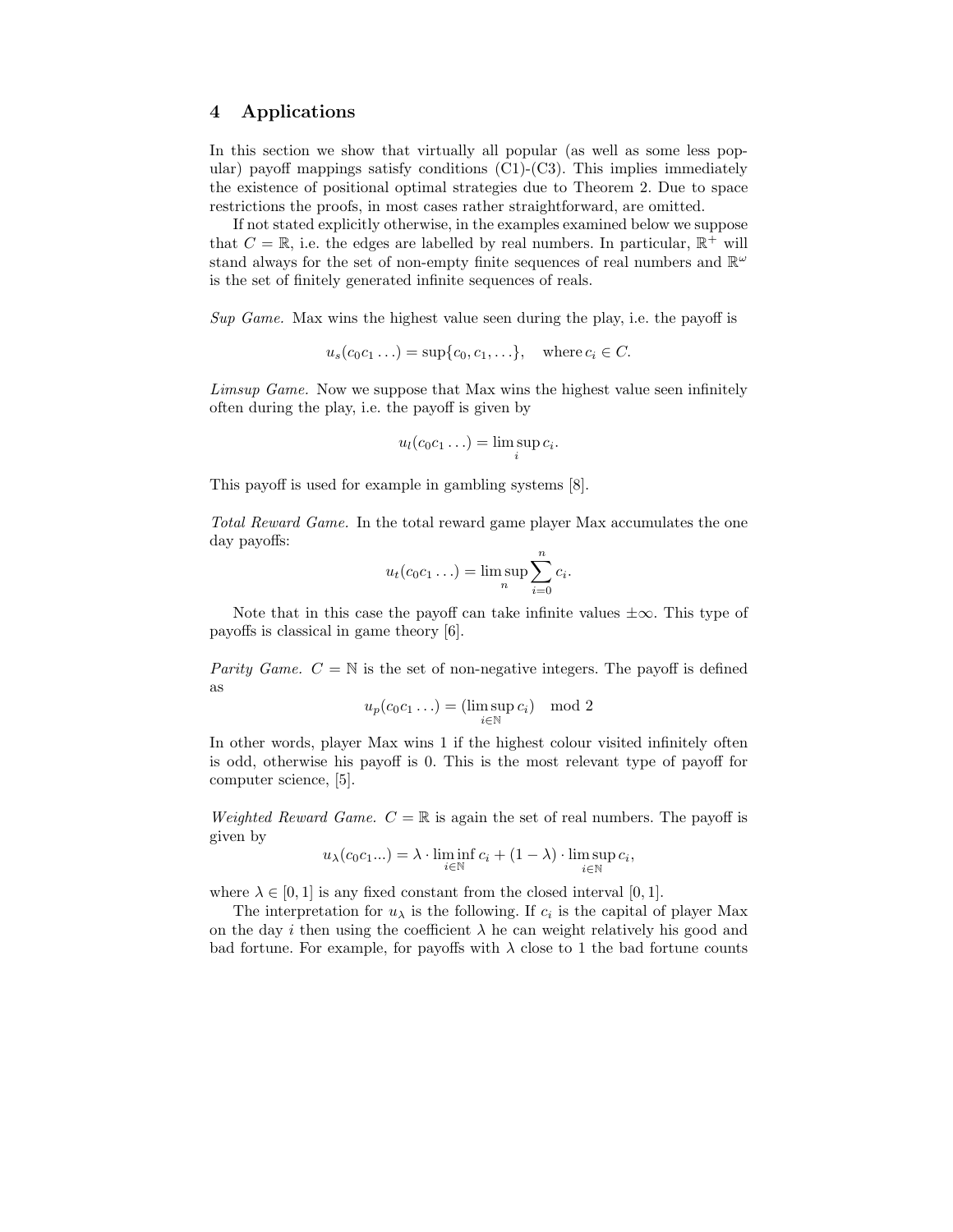## 4 Applications

In this section we show that virtually all popular (as well as some less popular) payoff mappings satisfy conditions (C1)-(C3). This implies immediately the existence of positional optimal strategies due to Theorem 2. Due to space restrictions the proofs, in most cases rather straightforward, are omitted.

If not stated explicitly otherwise, in the examples examined below we suppose that $C = \mathbb{R}$, i.e. the edges are labelled by real numbers. In particular, $\mathbb{R}^+$ will stand always for the set of non-empty finite sequences of real numbers and $\mathbb{R}^\omega$ is the set of finitely generated infinite sequences of reals.

*Sup Game.* Max wins the highest value seen during the play, i.e. the payoff is

$$u_s(c_0 c_1 \ldots) = \sup\{c_0, c_1, \ldots\}, \quad \text{where}\, c_i \in C.$$

*Limsup Game.* Now we suppose that Max wins the highest value seen infinitely often during the play, i.e. the payoff is given by

$$u_l(c_0 c_1 \ldots) = \limsup_i c_i.$$

This payoff is used for example in gambling systems [8].

*Total Reward Game.* In the total reward game player Max accumulates the one day payoffs:

$$u_t(c_0 c_1 \ldots) = \limsup_n \sum_{i=0}^{n} c_i.$$

Note that in this case the payoff can take infinite values $\pm\infty$. This type of payoffs is classical in game theory [6].

*Parity Game.* $C = \mathbb{N}$ is the set of non-negative integers. The payoff is defined as

$$u_p(c_0 c_1 \ldots) = (\limsup_{i \in \mathbb{N}} c_i) \mod 2$$

In other words, player Max wins 1 if the highest colour visited infinitely often is odd, otherwise his payoff is 0. This is the most relevant type of payoff for computer science, [5].

*Weighted Reward Game.* $C = \mathbb{R}$ is again the set of real numbers. The payoff is given by

$$u_\lambda(c_0 c_1 \ldots) = \lambda \cdot \liminf_{i \in \mathbb{N}} c_i + (1 - \lambda) \cdot \limsup_{i \in \mathbb{N}} c_i,$$

where $\lambda \in [0, 1]$ is any fixed constant from the closed interval $[0, 1]$.

The interpretation for $u_\lambda$ is the following. If $c_i$ is the capital of player Max on the day $i$ then using the coefficient $\lambda$ he can weight relatively his good and bad fortune. For example, for payoffs with $\lambda$ close to 1 the bad fortune counts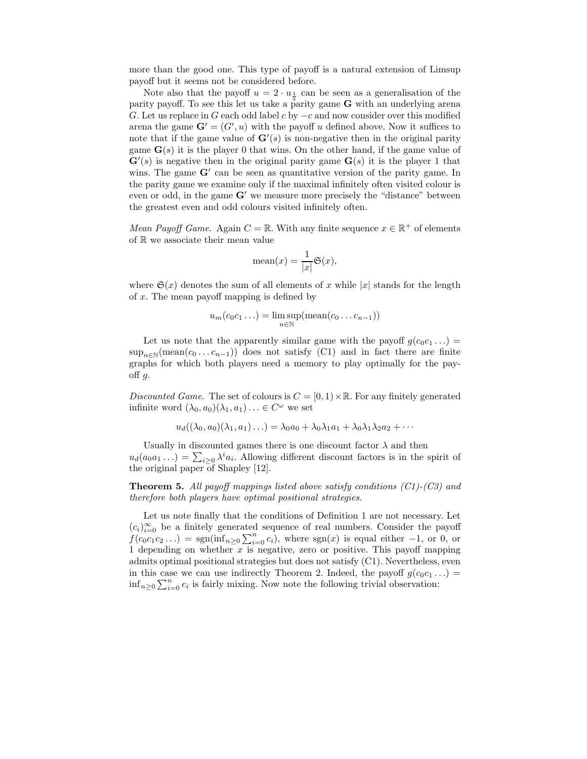more than the good one. This type of payoff is a natural extension of Limsup payoff but it seems not be considered before.

Note also that the payoff $u = 2 \cdot u_{\frac{1}{2}}$ can be seen as a generalisation of the parity payoff. To see this let us take a parity game $\mathbf{G}$ with an underlying arena $G$. Let us replace in $G$ each odd label $c$ by $-c$ and now consider over this modified arena the game $\mathbf{G}' = (G', u)$ with the payoff $u$ defined above. Now it suffices to note that if the game value of $\mathbf{G}'(s)$ is non-negative then in the original parity game $\mathbf{G}(s)$ it is the player 0 that wins. On the other hand, if the game value of $\mathbf{G}'(s)$ is negative then in the original parity game $\mathbf{G}(s)$ it is the player 1 that wins. The game $\mathbf{G}'$ can be seen as quantitative version of the parity game. In the parity game we examine only if the maximal infinitely often visited colour is even or odd, in the game $\mathbf{G}'$ we measure more precisely the "distance" between the greatest even and odd colours visited infinitely often.

*Mean Payoff Game.* Again $C = \mathbb{R}$. With any finite sequence $x \in \mathbb{R}^+$ of elements of $\mathbb{R}$ we associate their mean value

$$\text{mean}(x) = \frac{1}{|x|}\mathfrak{S}(x),$$

where $\mathfrak{S}(x)$ denotes the sum of all elements of $x$ while $|x|$ stands for the length of $x$. The mean payoff mapping is defined by

$$u_m(c_0c_1\ldots) = \limsup_{n\in\mathbb{N}}(\text{mean}(c_0\ldots c_{n-1}))$$

Let us note that the apparently similar game with the payoff $g(c_0c_1\ldots) = \sup_{n\in\mathbb{N}}(\text{mean}(c_0\ldots c_{n-1}))$ does not satisfy (C1) and in fact there are finite graphs for which both players need a memory to play optimally for the payoff $g$.

*Discounted Game.* The set of colours is $C = [0,1) \times \mathbb{R}$. For any finitely generated infinite word $(\lambda_0, a_0)(\lambda_1, a_1)\ldots \in C^\omega$ we set

$$u_d((\lambda_0, a_0)(\lambda_1, a_1)\ldots) = \lambda_0 a_0 + \lambda_0\lambda_1 a_1 + \lambda_0\lambda_1\lambda_2 a_2 + \cdots$$

Usually in discounted games there is one discount factor $\lambda$ and then $u_d(a_0a_1\ldots) = \sum_{i\geq 0}\lambda^i a_i$. Allowing different discount factors is in the spirit of the original paper of Shapley [12].

**Theorem 5.** *All payoff mappings listed above satisfy conditions (C1)-(C3) and therefore both players have optimal positional strategies.*

Let us note finally that the conditions of Definition 1 are not necessary. Let $(c_i)_{i=0}^{\infty}$ be a finitely generated sequence of real numbers. Consider the payoff $f(c_0c_1c_2\ldots) = \text{sgn}(\inf_{n\geq 0}\sum_{i=0}^{n} c_i)$, where $\text{sgn}(x)$ is equal either $-1$, or 0, or 1 depending on whether $x$ is negative, zero or positive. This payoff mapping admits optimal positional strategies but does not satisfy (C1). Nevertheless, even in this case we can use indirectly Theorem 2. Indeed, the payoff $g(c_0c_1\ldots) = \inf_{n\geq 0}\sum_{i=0}^{n} c_i$ is fairly mixing. Now note the following trivial observation: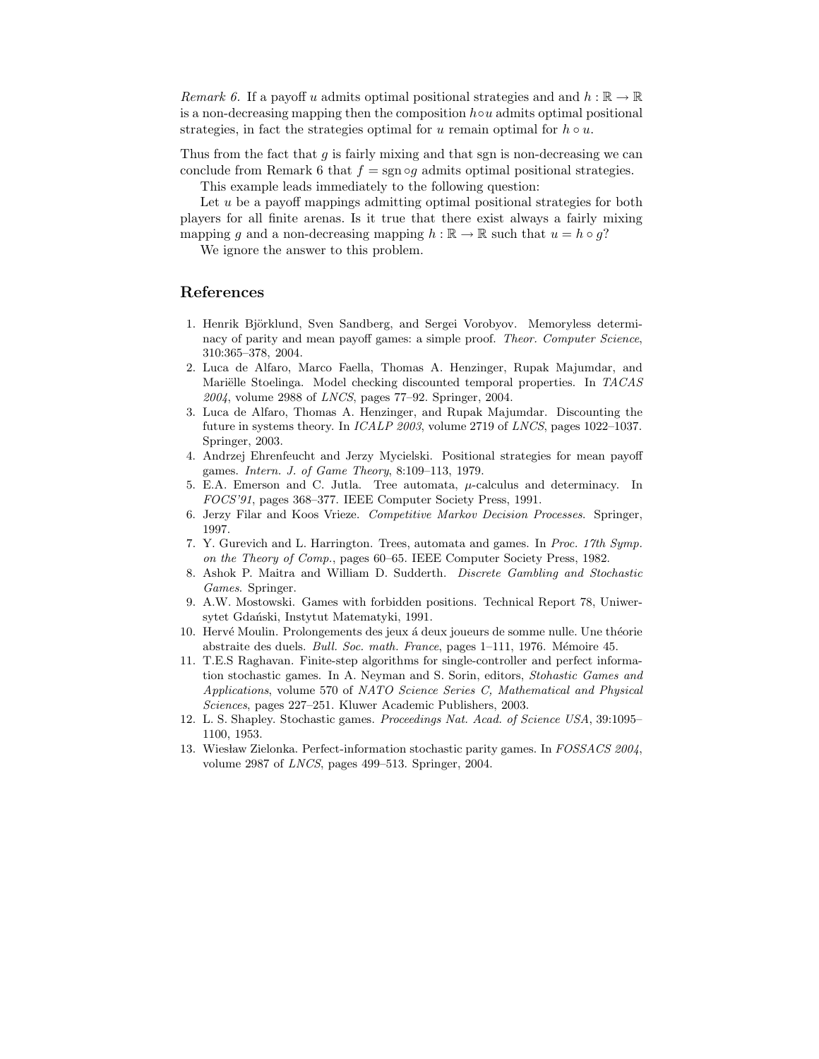*Remark 6.* If a payoff $u$ admits optimal positional strategies and and $h : \mathbb{R} \to \mathbb{R}$ is a non-decreasing mapping then the composition $h \circ u$ admits optimal positional strategies, in fact the strategies optimal for $u$ remain optimal for $h \circ u$.

Thus from the fact that $g$ is fairly mixing and that sgn is non-decreasing we can conclude from Remark 6 that $f = \text{sgn} \circ g$ admits optimal positional strategies.

This example leads immediately to the following question:

Let $u$ be a payoff mappings admitting optimal positional strategies for both players for all finite arenas. Is it true that there exist always a fairly mixing mapping $g$ and a non-decreasing mapping $h : \mathbb{R} \to \mathbb{R}$ such that $u = h \circ g$?

We ignore the answer to this problem.

## References

1. Henrik Björklund, Sven Sandberg, and Sergei Vorobyov. Memoryless determinacy of parity and mean payoff games: a simple proof. *Theor. Computer Science*, 310:365–378, 2004.
2. Luca de Alfaro, Marco Faella, Thomas A. Henzinger, Rupak Majumdar, and Mariëlle Stoelinga. Model checking discounted temporal properties. In *TACAS 2004*, volume 2988 of *LNCS*, pages 77–92. Springer, 2004.
3. Luca de Alfaro, Thomas A. Henzinger, and Rupak Majumdar. Discounting the future in systems theory. In *ICALP 2003*, volume 2719 of *LNCS*, pages 1022–1037. Springer, 2003.
4. Andrzej Ehrenfeucht and Jerzy Mycielski. Positional strategies for mean payoff games. *Intern. J. of Game Theory*, 8:109–113, 1979.
5. E.A. Emerson and C. Jutla. Tree automata, $\mu$-calculus and determinacy. In *FOCS'91*, pages 368–377. IEEE Computer Society Press, 1991.
6. Jerzy Filar and Koos Vrieze. *Competitive Markov Decision Processes*. Springer, 1997.
7. Y. Gurevich and L. Harrington. Trees, automata and games. In *Proc. 17th Symp. on the Theory of Comp.*, pages 60–65. IEEE Computer Society Press, 1982.
8. Ashok P. Maitra and William D. Sudderth. *Discrete Gambling and Stochastic Games*. Springer.
9. A.W. Mostowski. Games with forbidden positions. Technical Report 78, Uniwersytet Gdański, Instytut Matematyki, 1991.
10. Hervé Moulin. Prolongements des jeux á deux joueurs de somme nulle. Une théorie abstraite des duels. *Bull. Soc. math. France*, pages 1–111, 1976. Mémoire 45.
11. T.E.S Raghavan. Finite-step algorithms for single-controller and perfect information stochastic games. In A. Neyman and S. Sorin, editors, *Stohastic Games and Applications*, volume 570 of *NATO Science Series C, Mathematical and Physical Sciences*, pages 227–251. Kluwer Academic Publishers, 2003.
12. L. S. Shapley. Stochastic games. *Proceedings Nat. Acad. of Science USA*, 39:1095–1100, 1953.
13. Wiesław Zielonka. Perfect-information stochastic parity games. In *FOSSACS 2004*, volume 2987 of *LNCS*, pages 499–513. Springer, 2004.